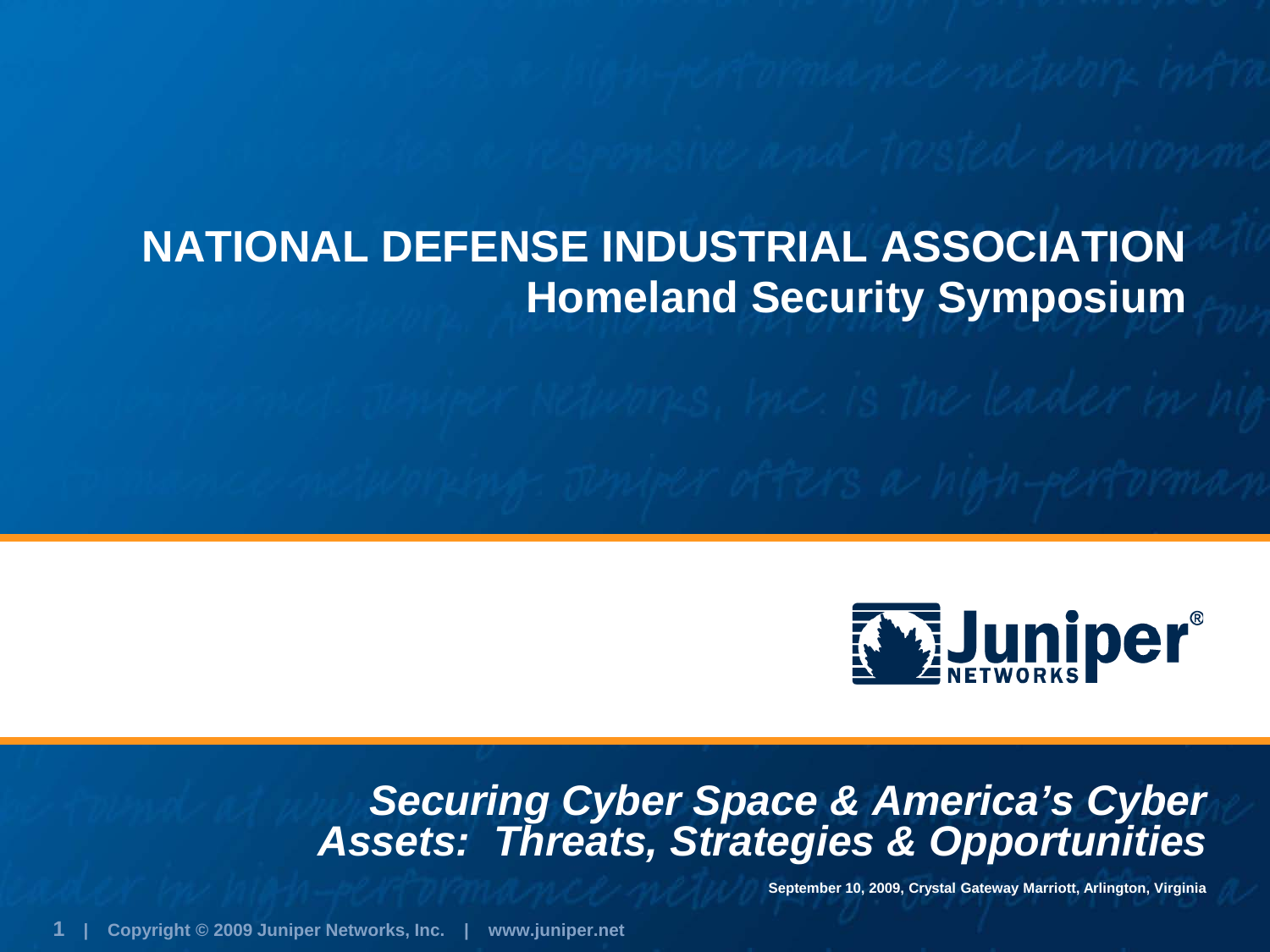# NATIONAL DEFENSE INDUSTRIAL ASSOCIATION

## Homeland Security Symposium

## *Securing Cyber Space & America's Cyber Assets: Threats, Strategies & Opportunities*

**September 10, 2009, Crystal Gateway Marriott, Arlington, Virginia**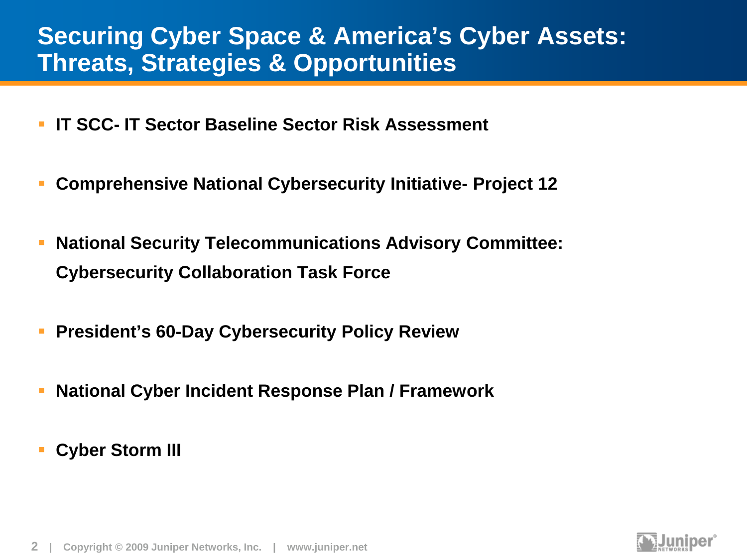# Securing Cyber Space & America's Cyber Assets: Threats, Strategies & Opportunities

- **IT SCC- IT Sector Baseline Sector Risk Assessment**
- **Comprehensive National Cybersecurity Initiative- Project 12**
- **National Security Telecommunications Advisory Committee: Cybersecurity Collaboration Task Force**
- **President's 60-Day Cybersecurity Policy Review**
- **National Cyber Incident Response Plan / Framework**
- **Cyber Storm III**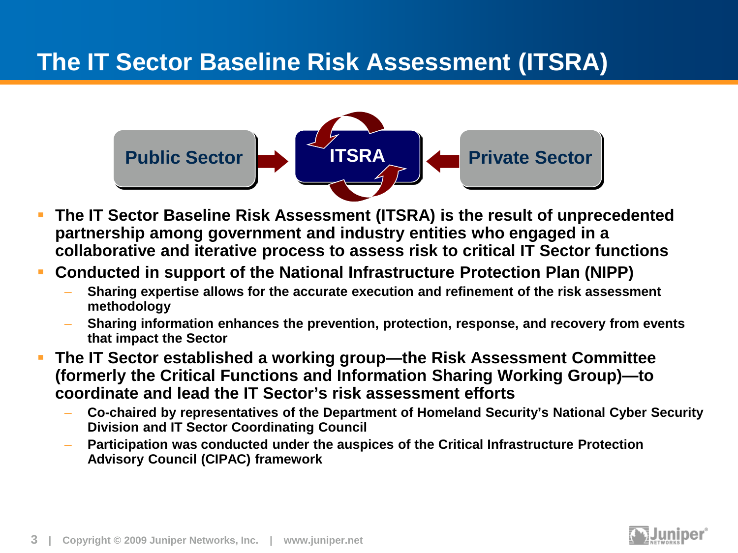# The IT Sector Baseline Risk Assessment (ITSRA)

Public Sector → ITSRA ← Private Sector

- **The IT Sector Baseline Risk Assessment (ITSRA) is the result of unprecedented partnership among government and industry entities who engaged in a collaborative and iterative process to assess risk to critical IT Sector functions**
- **Conducted in support of the National Infrastructure Protection Plan (NIPP)**
  - **Sharing expertise allows for the accurate execution and refinement of the risk assessment methodology**
  - **Sharing information enhances the prevention, protection, response, and recovery from events that impact the Sector**
- **The IT Sector established a working group—the Risk Assessment Committee (formerly the Critical Functions and Information Sharing Working Group)—to coordinate and lead the IT Sector's risk assessment efforts**
  - **Co-chaired by representatives of the Department of Homeland Security's National Cyber Security Division and IT Sector Coordinating Council**
  - **Participation was conducted under the auspices of the Critical Infrastructure Protection Advisory Council (CIPAC) framework**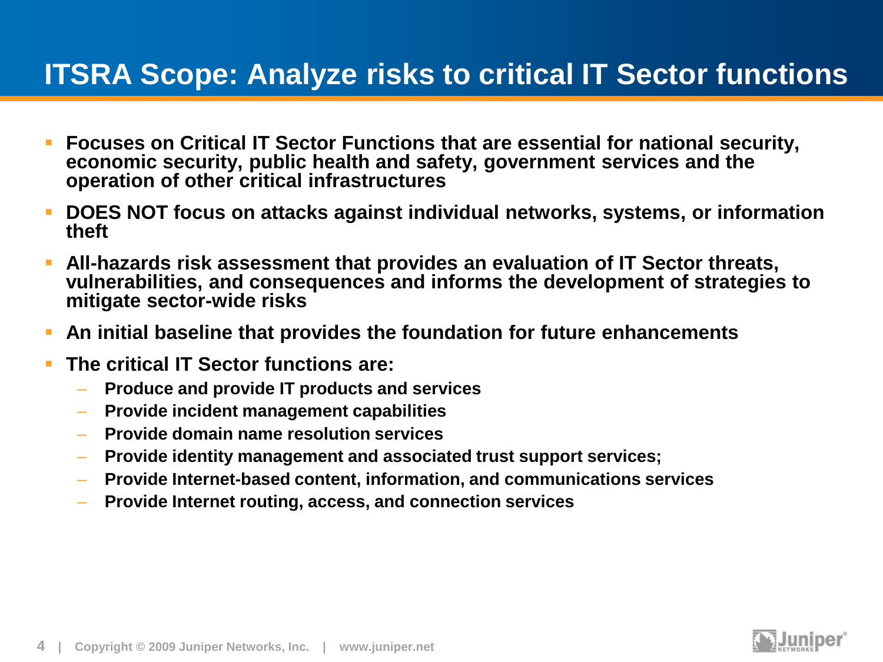# ITSRA Scope: Analyze risks to critical IT Sector functions

- **Focuses on Critical IT Sector Functions that are essential for national security, economic security, public health and safety, government services and the operation of other critical infrastructures**
- **DOES NOT focus on attacks against individual networks, systems, or information theft**
- **All-hazards risk assessment that provides an evaluation of IT Sector threats, vulnerabilities, and consequences and informs the development of strategies to mitigate sector-wide risks**
- **An initial baseline that provides the foundation for future enhancements**
- **The critical IT Sector functions are:**
  - **Produce and provide IT products and services**
  - **Provide incident management capabilities**
  - **Provide domain name resolution services**
  - **Provide identity management and associated trust support services;**
  - **Provide Internet-based content, information, and communications services**
  - **Provide Internet routing, access, and connection services**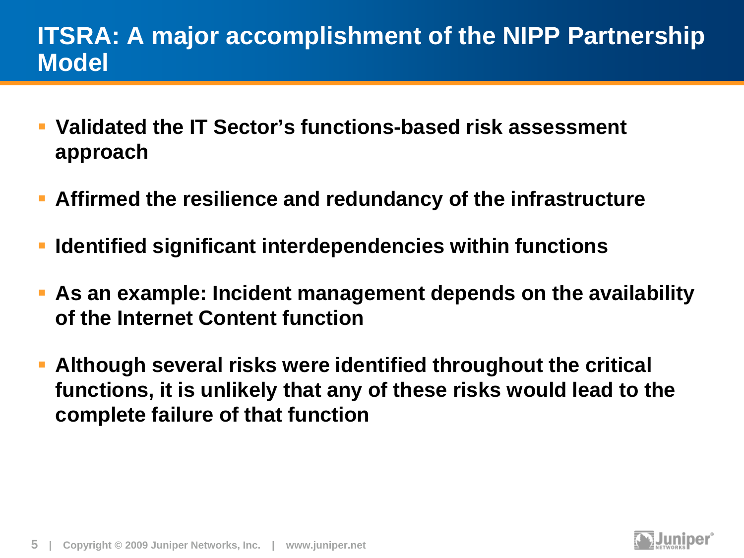# ITSRA: A major accomplishment of the NIPP Partnership Model

- **Validated the IT Sector's functions-based risk assessment approach**
- **Affirmed the resilience and redundancy of the infrastructure**
- **Identified significant interdependencies within functions**
- **As an example: Incident management depends on the availability of the Internet Content function**
- **Although several risks were identified throughout the critical functions, it is unlikely that any of these risks would lead to the complete failure of that function**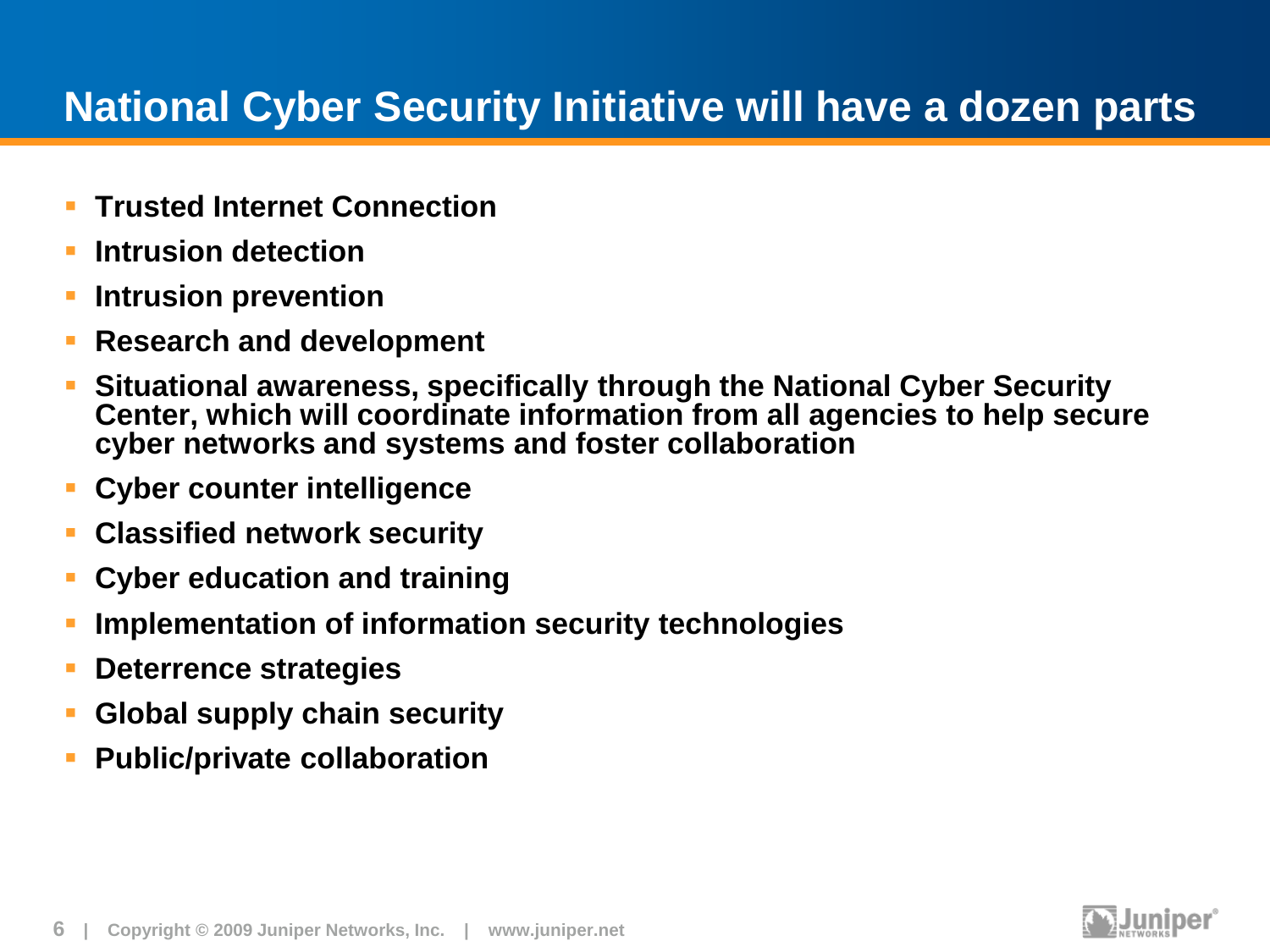# National Cyber Security Initiative will have a dozen parts

- **Trusted Internet Connection**
- **Intrusion detection**
- **Intrusion prevention**
- **Research and development**
- **Situational awareness, specifically through the National Cyber Security Center, which will coordinate information from all agencies to help secure cyber networks and systems and foster collaboration**
- **Cyber counter intelligence**
- **Classified network security**
- **Cyber education and training**
- **Implementation of information security technologies**
- **Deterrence strategies**
- **Global supply chain security**
- **Public/private collaboration**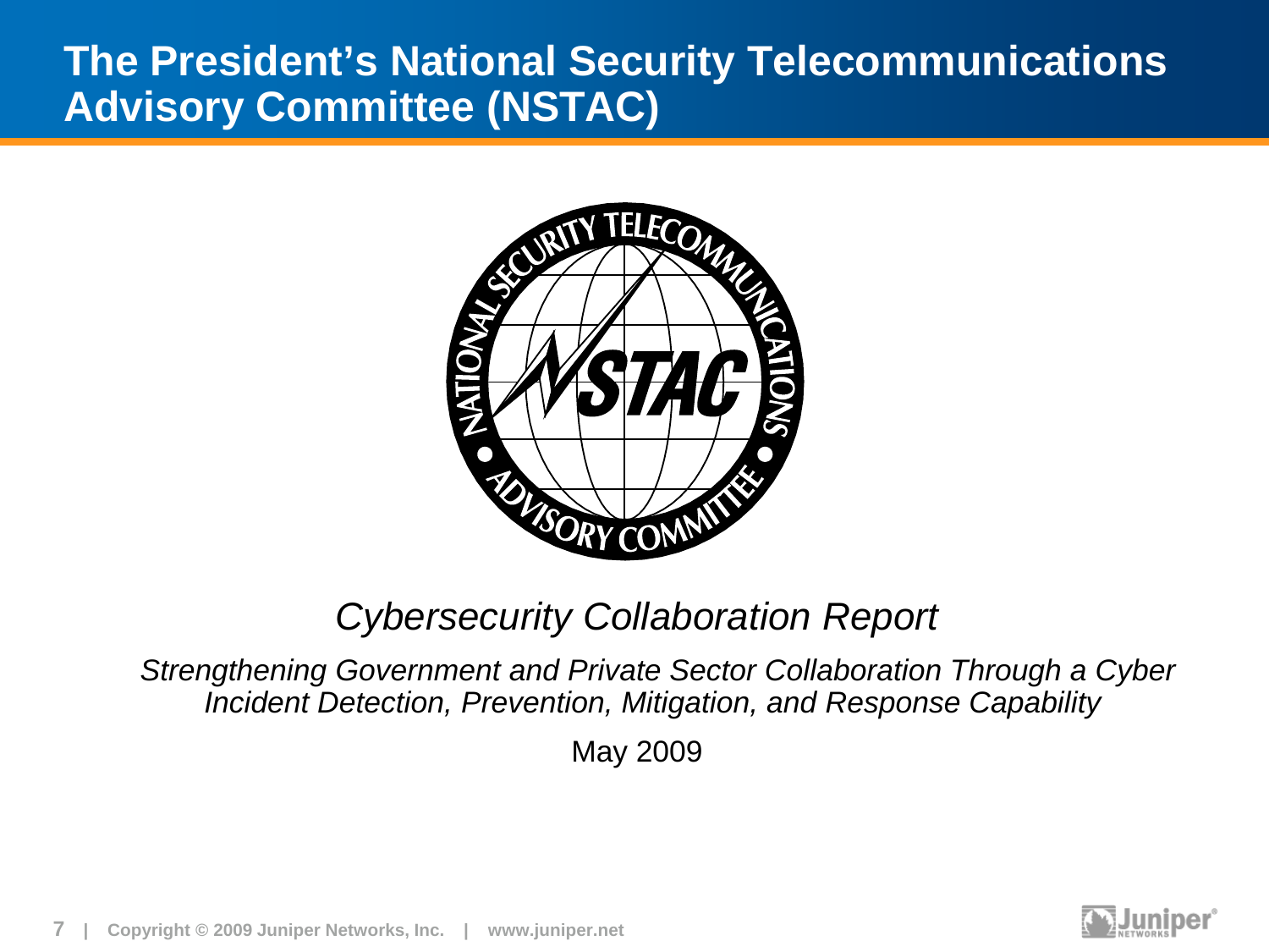# The President's National Security Telecommunications Advisory Committee (NSTAC)

*Cybersecurity Collaboration Report*

*Strengthening Government and Private Sector Collaboration Through a Cyber Incident Detection, Prevention, Mitigation, and Response Capability*

May 2009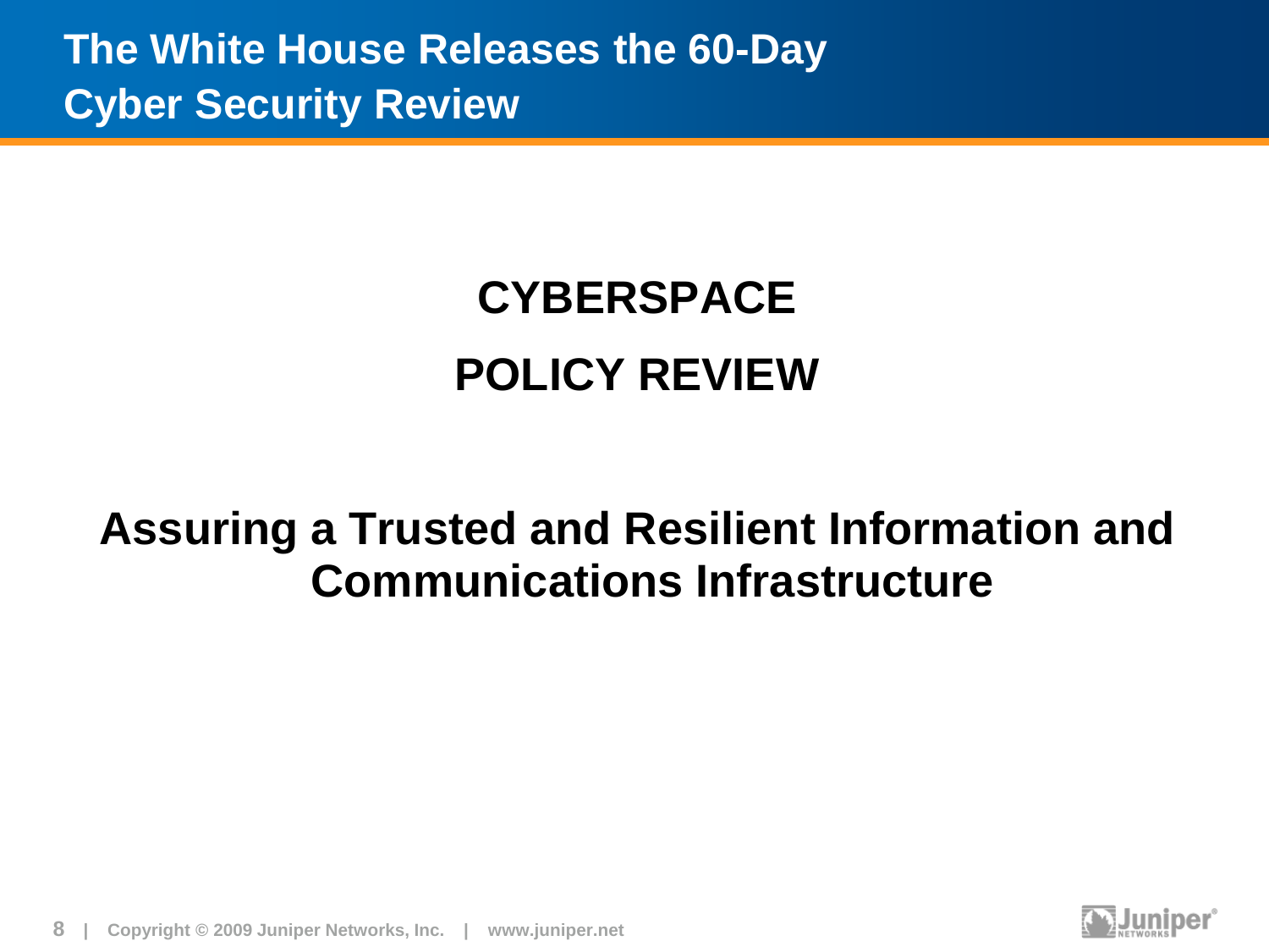# The White House Releases the 60-Day Cyber Security Review

## CYBERSPACE

## POLICY REVIEW

**Assuring a Trusted and Resilient Information and Communications Infrastructure**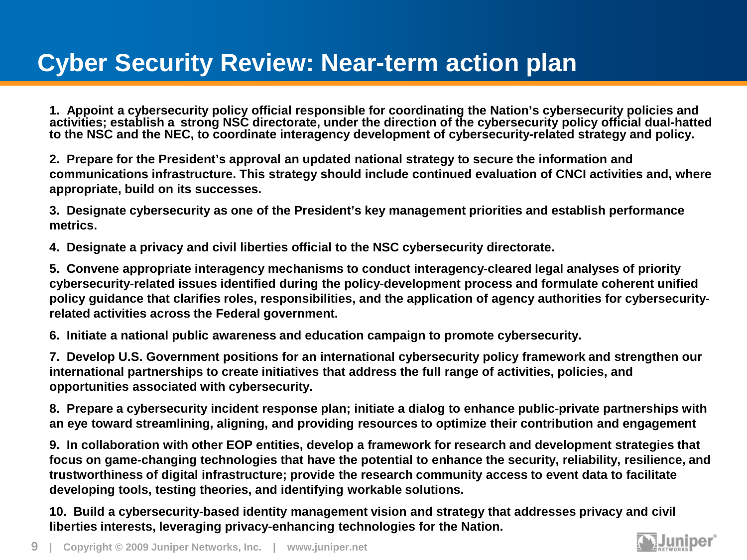# Cyber Security Review: Near-term action plan

1. Appoint a cybersecurity policy official responsible for coordinating the Nation's cybersecurity policies and activities; establish a strong NSC directorate, under the direction of the cybersecurity policy official dual-hatted to the NSC and the NEC, to coordinate interagency development of cybersecurity-related strategy and policy.

2. Prepare for the President's approval an updated national strategy to secure the information and communications infrastructure. This strategy should include continued evaluation of CNCI activities and, where appropriate, build on its successes.

3. Designate cybersecurity as one of the President's key management priorities and establish performance metrics.

4. Designate a privacy and civil liberties official to the NSC cybersecurity directorate.

5. Convene appropriate interagency mechanisms to conduct interagency-cleared legal analyses of priority cybersecurity-related issues identified during the policy-development process and formulate coherent unified policy guidance that clarifies roles, responsibilities, and the application of agency authorities for cybersecurity-related activities across the Federal government.

6. Initiate a national public awareness and education campaign to promote cybersecurity.

7. Develop U.S. Government positions for an international cybersecurity policy framework and strengthen our international partnerships to create initiatives that address the full range of activities, policies, and opportunities associated with cybersecurity.

8. Prepare a cybersecurity incident response plan; initiate a dialog to enhance public-private partnerships with an eye toward streamlining, aligning, and providing resources to optimize their contribution and engagement

9. In collaboration with other EOP entities, develop a framework for research and development strategies that focus on game-changing technologies that have the potential to enhance the security, reliability, resilience, and trustworthiness of digital infrastructure; provide the research community access to event data to facilitate developing tools, testing theories, and identifying workable solutions.

10. Build a cybersecurity-based identity management vision and strategy that addresses privacy and civil liberties interests, leveraging privacy-enhancing technologies for the Nation.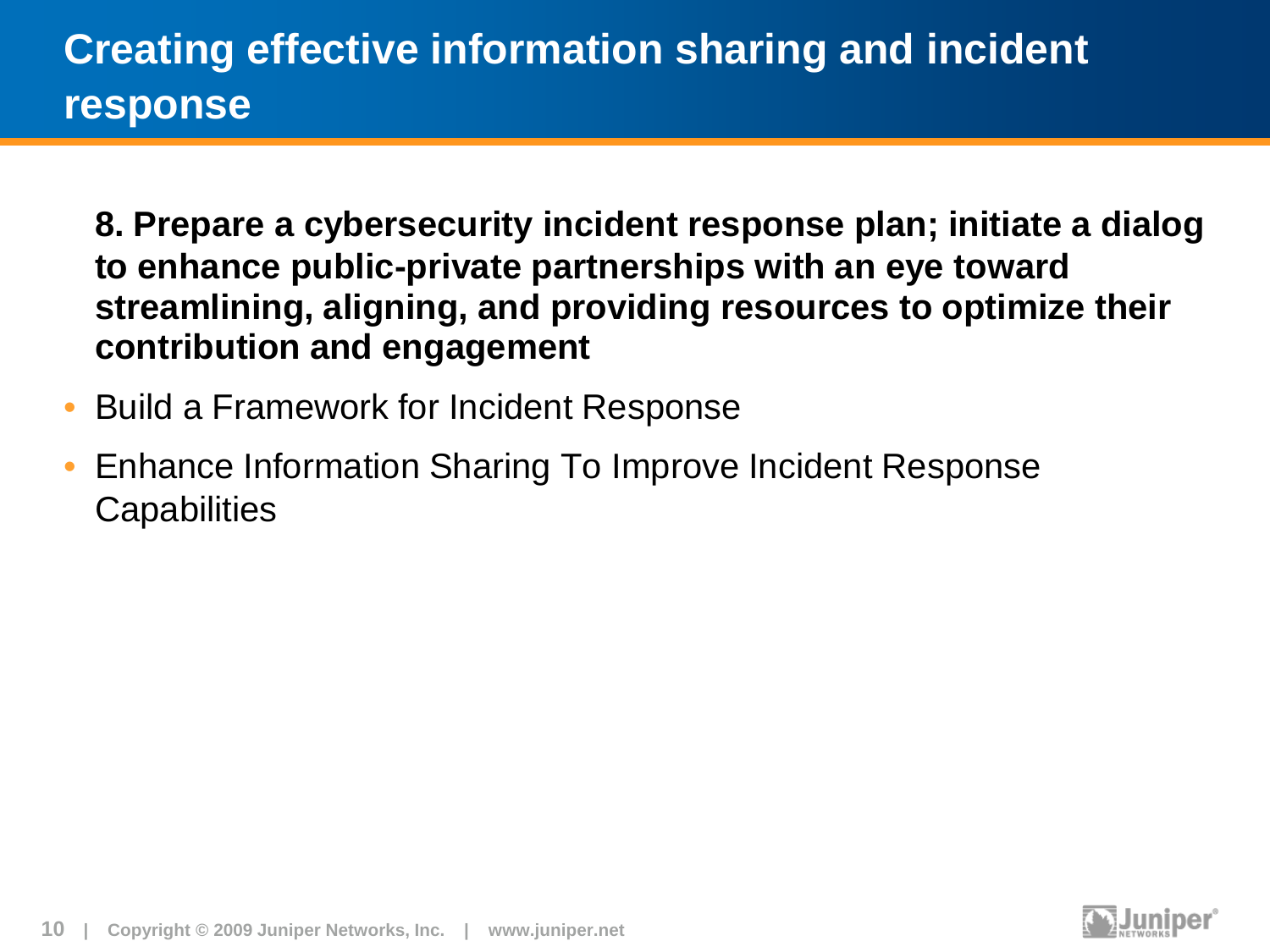# Creating effective information sharing and incident response

**8. Prepare a cybersecurity incident response plan; initiate a dialog to enhance public-private partnerships with an eye toward streamlining, aligning, and providing resources to optimize their contribution and engagement**

- Build a Framework for Incident Response
- Enhance Information Sharing To Improve Incident Response Capabilities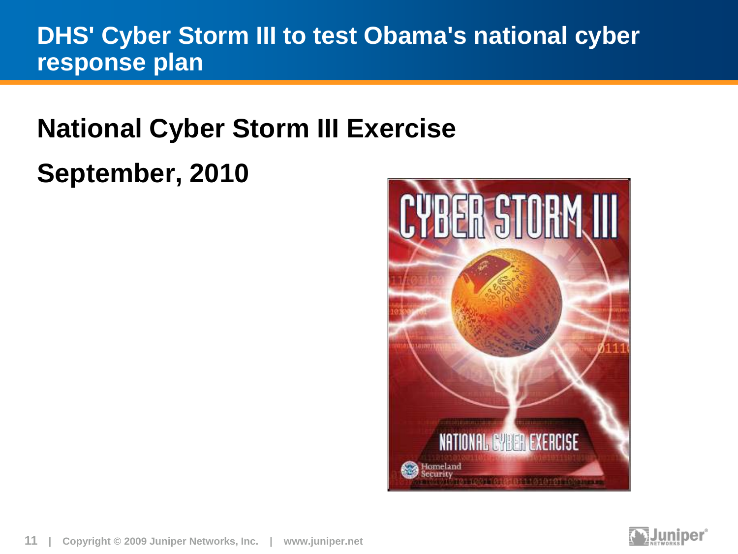# DHS' Cyber Storm III to test Obama's national cyber response plan

## National Cyber Storm III Exercise

## September, 2010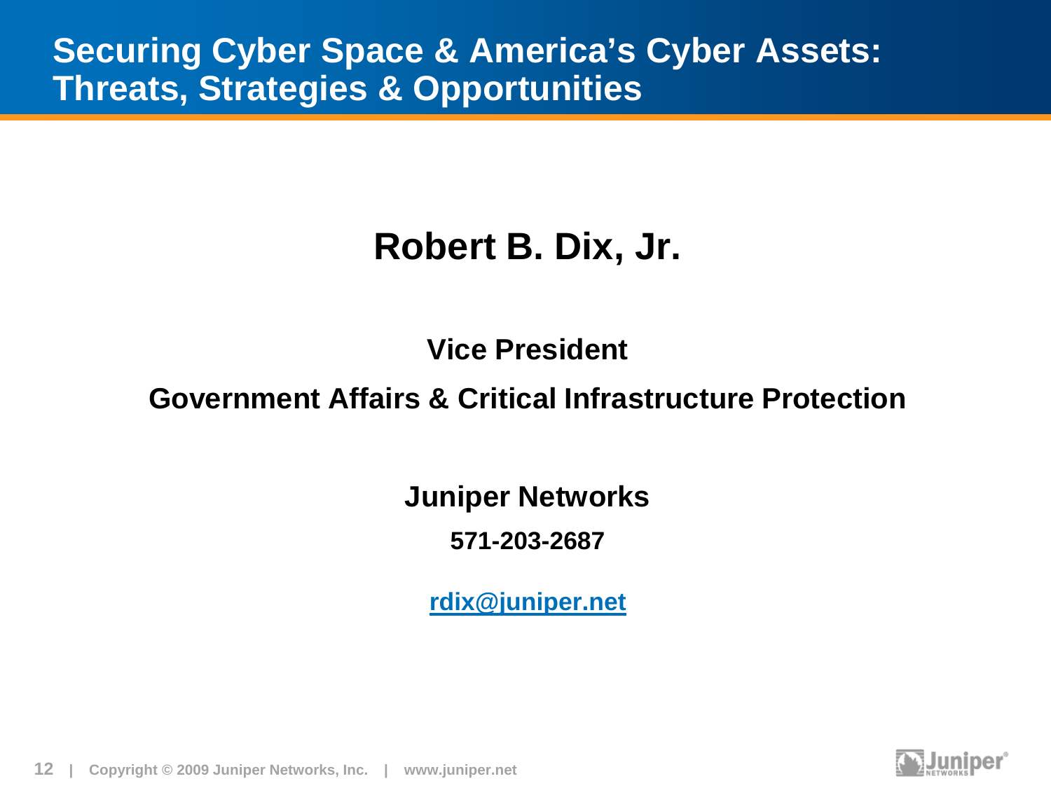# Securing Cyber Space & America's Cyber Assets: Threats, Strategies & Opportunities

## Robert B. Dix, Jr.

**Vice President**

**Government Affairs & Critical Infrastructure Protection**

**Juniper Networks**

**571-203-2687**

**rdix@juniper.net**